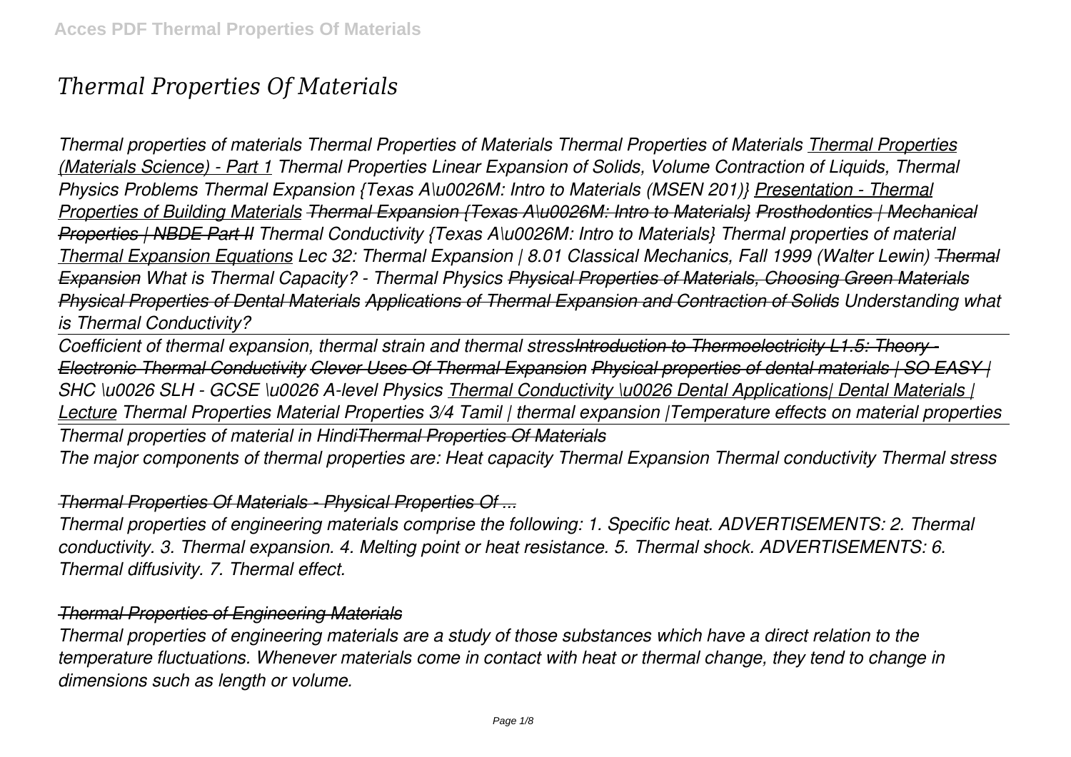# Thermal Properties Of Materials

*Thermal properties of materials Thermal Properties of Materials Thermal Properties of Materials Thermal Properties (Materials Science) - Part 1 Thermal Properties Linear Expansion of Solids, Volume Contraction of Liquids, Thermal Physics Problems Thermal Expansion {Texas A\u0026M: Intro to Materials (MSEN 201)} Presentation - Thermal Properties of Building Materials ~~Thermal Expansion {Texas A\u0026M: Intro to Materials}~~ ~~Prosthodontics | Mechanical Properties | NBDE Part II~~ Thermal Conductivity {Texas A\u0026M: Intro to Materials} Thermal properties of material Thermal Expansion Equations Lec 32: Thermal Expansion | 8.01 Classical Mechanics, Fall 1999 (Walter Lewin) ~~Thermal Expansion~~ What is Thermal Capacity? - Thermal Physics ~~Physical Properties of Materials, Choosing Green Materials~~ ~~Physical Properties of Dental Materials~~ ~~Applications of Thermal Expansion and Contraction of Solids~~ Understanding what is Thermal Conductivity?*

*Coefficient of thermal expansion, thermal strain and thermal stress~~Introduction to Thermoelectricity L1.5: Theory - Electronic Thermal Conductivity~~ ~~Clever Uses Of Thermal Expansion~~ ~~Physical properties of dental materials | SO EASY |~~ SHC \u0026 SLH - GCSE \u0026 A-level Physics Thermal Conductivity \u0026 Dental Applications| Dental Materials | Lecture Thermal Properties Material Properties 3/4 Tamil | thermal expansion |Temperature effects on material properties*

*Thermal properties of material in Hindi~~Thermal Properties Of Materials~~*

*The major components of thermal properties are: Heat capacity Thermal Expansion Thermal conductivity Thermal stress*

## *~~Thermal Properties Of Materials - Physical Properties Of ...~~*

*Thermal properties of engineering materials comprise the following: 1. Specific heat. ADVERTISEMENTS: 2. Thermal conductivity. 3. Thermal expansion. 4. Melting point or heat resistance. 5. Thermal shock. ADVERTISEMENTS: 6. Thermal diffusivity. 7. Thermal effect.*

## *~~Thermal Properties of Engineering Materials~~*

*Thermal properties of engineering materials are a study of those substances which have a direct relation to the temperature fluctuations. Whenever materials come in contact with heat or thermal change, they tend to change in dimensions such as length or volume.*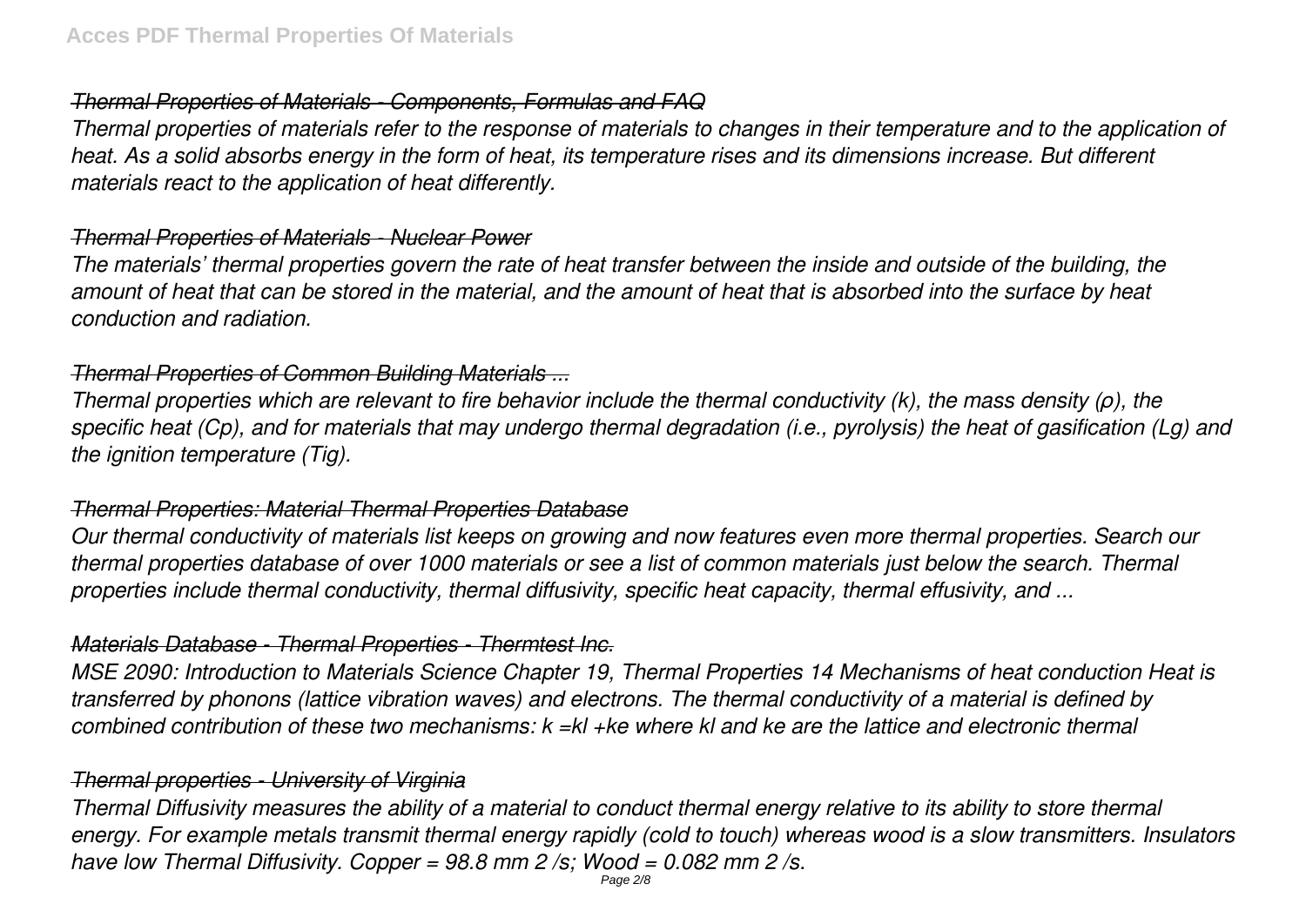### ~~*Thermal Properties of Materials - Components, Formulas and FAQ*~~

*Thermal properties of materials refer to the response of materials to changes in their temperature and to the application of heat. As a solid absorbs energy in the form of heat, its temperature rises and its dimensions increase. But different materials react to the application of heat differently.*

### ~~*Thermal Properties of Materials - Nuclear Power*~~

*The materials' thermal properties govern the rate of heat transfer between the inside and outside of the building, the amount of heat that can be stored in the material, and the amount of heat that is absorbed into the surface by heat conduction and radiation.*

### ~~*Thermal Properties of Common Building Materials ...*~~

*Thermal properties which are relevant to fire behavior include the thermal conductivity (k), the mass density (ρ), the specific heat (Cp), and for materials that may undergo thermal degradation (i.e., pyrolysis) the heat of gasification (Lg) and the ignition temperature (Tig).*

### ~~*Thermal Properties: Material Thermal Properties Database*~~

*Our thermal conductivity of materials list keeps on growing and now features even more thermal properties. Search our thermal properties database of over 1000 materials or see a list of common materials just below the search. Thermal properties include thermal conductivity, thermal diffusivity, specific heat capacity, thermal effusivity, and ...*

### ~~*Materials Database - Thermal Properties - Thermtest Inc.*~~

*MSE 2090: Introduction to Materials Science Chapter 19, Thermal Properties 14 Mechanisms of heat conduction Heat is transferred by phonons (lattice vibration waves) and electrons. The thermal conductivity of a material is defined by combined contribution of these two mechanisms: k =kl +ke where kl and ke are the lattice and electronic thermal*

### ~~*Thermal properties - University of Virginia*~~

*Thermal Diffusivity measures the ability of a material to conduct thermal energy relative to its ability to store thermal energy. For example metals transmit thermal energy rapidly (cold to touch) whereas wood is a slow transmitters. Insulators have low Thermal Diffusivity. Copper = 98.8 mm 2 /s; Wood = 0.082 mm 2 /s.*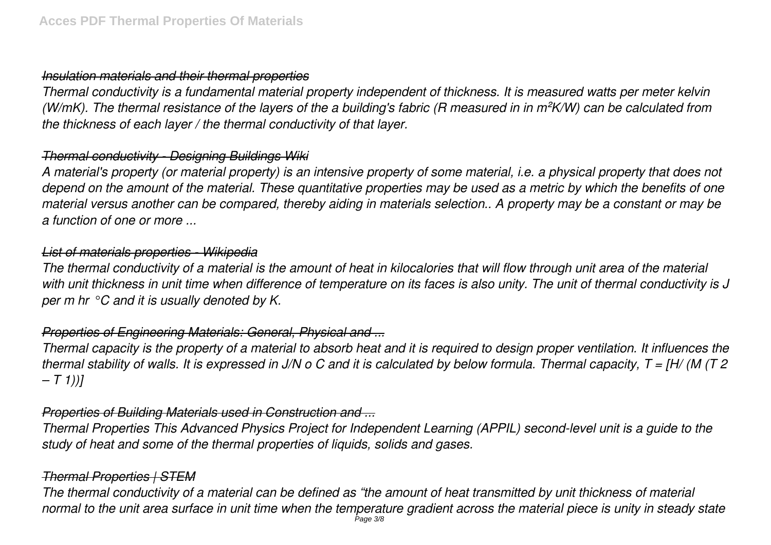*Insulation materials and their thermal properties*

*Thermal conductivity is a fundamental material property independent of thickness. It is measured watts per meter kelvin (W/mK). The thermal resistance of the layers of the a building's fabric (R measured in in $m^2K/W$) can be calculated from the thickness of each layer / the thermal conductivity of that layer.*

*Thermal conductivity - Designing Buildings Wiki*

*A material's property (or material property) is an intensive property of some material, i.e. a physical property that does not depend on the amount of the material. These quantitative properties may be used as a metric by which the benefits of one material versus another can be compared, thereby aiding in materials selection.. A property may be a constant or may be a function of one or more ...*

*List of materials properties - Wikipedia*

*The thermal conductivity of a material is the amount of heat in kilocalories that will flow through unit area of the material with unit thickness in unit time when difference of temperature on its faces is also unity. The unit of thermal conductivity is J per m hr °C and it is usually denoted by K.*

*Properties of Engineering Materials: General, Physical and ...*

*Thermal capacity is the property of a material to absorb heat and it is required to design proper ventilation. It influences the thermal stability of walls. It is expressed in J/N o C and it is calculated by below formula. Thermal capacity, $T = [H/ (M (T_2 – T_1))]$*

*Properties of Building Materials used in Construction and ...*

*Thermal Properties This Advanced Physics Project for Independent Learning (APPIL) second-level unit is a guide to the study of heat and some of the thermal properties of liquids, solids and gases.*

*Thermal Properties | STEM*

*The thermal conductivity of a material can be defined as "the amount of heat transmitted by unit thickness of material normal to the unit area surface in unit time when the temperature gradient across the material piece is unity in steady state*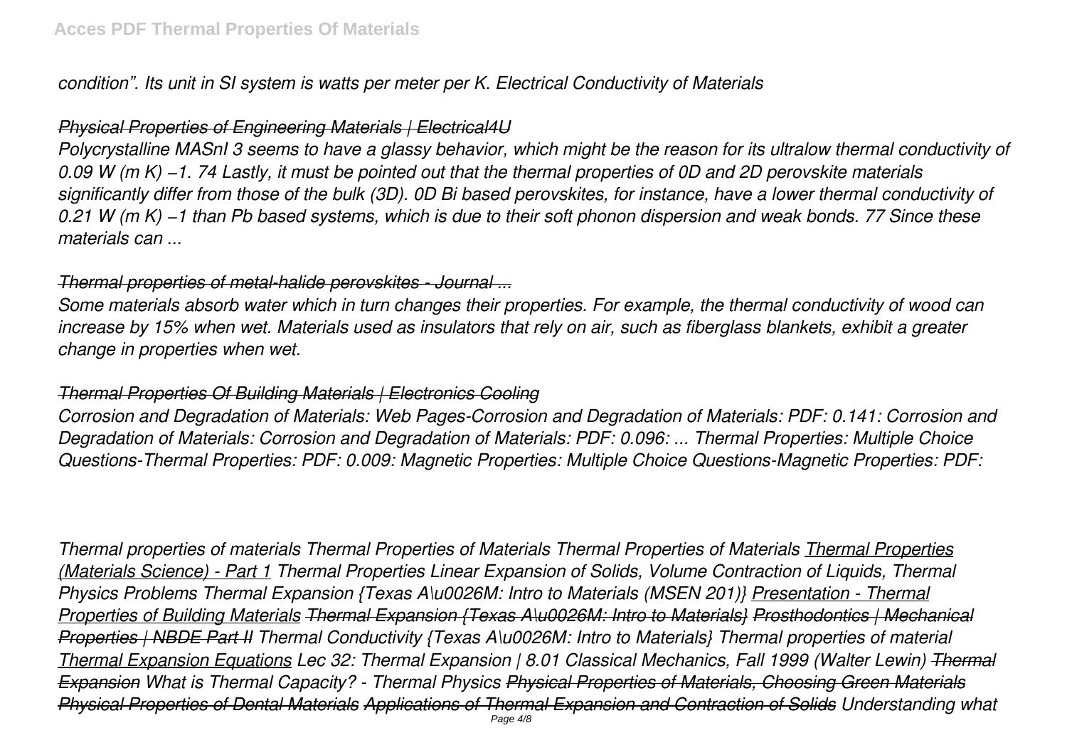*condition". Its unit in SI system is watts per meter per K. Electrical Conductivity of Materials*

*Physical Properties of Engineering Materials | Electrical4U*

*Polycrystalline MASnI 3 seems to have a glassy behavior, which might be the reason for its ultralow thermal conductivity of 0.09 W (m K) −1. 74 Lastly, it must be pointed out that the thermal properties of 0D and 2D perovskite materials significantly differ from those of the bulk (3D). 0D Bi based perovskites, for instance, have a lower thermal conductivity of 0.21 W (m K) −1 than Pb based systems, which is due to their soft phonon dispersion and weak bonds. 77 Since these materials can ...*

*Thermal properties of metal-halide perovskites - Journal ...*

*Some materials absorb water which in turn changes their properties. For example, the thermal conductivity of wood can increase by 15% when wet. Materials used as insulators that rely on air, such as fiberglass blankets, exhibit a greater change in properties when wet.*

*Thermal Properties Of Building Materials | Electronics Cooling*

*Corrosion and Degradation of Materials: Web Pages-Corrosion and Degradation of Materials: PDF: 0.141: Corrosion and Degradation of Materials: Corrosion and Degradation of Materials: PDF: 0.096: ... Thermal Properties: Multiple Choice Questions-Thermal Properties: PDF: 0.009: Magnetic Properties: Multiple Choice Questions-Magnetic Properties: PDF:*

*Thermal properties of materials Thermal Properties of Materials Thermal Properties of Materials Thermal Properties (Materials Science) - Part 1 Thermal Properties Linear Expansion of Solids, Volume Contraction of Liquids, Thermal Physics Problems Thermal Expansion {Texas A\u0026M: Intro to Materials (MSEN 201)} Presentation - Thermal Properties of Building Materials Thermal Expansion {Texas A\u0026M: Intro to Materials} Prosthodontics | Mechanical Properties | NBDE Part II Thermal Conductivity {Texas A\u0026M: Intro to Materials} Thermal properties of material Thermal Expansion Equations Lec 32: Thermal Expansion | 8.01 Classical Mechanics, Fall 1999 (Walter Lewin) Thermal Expansion What is Thermal Capacity? - Thermal Physics Physical Properties of Materials, Choosing Green Materials Physical Properties of Dental Materials Applications of Thermal Expansion and Contraction of Solids Understanding what*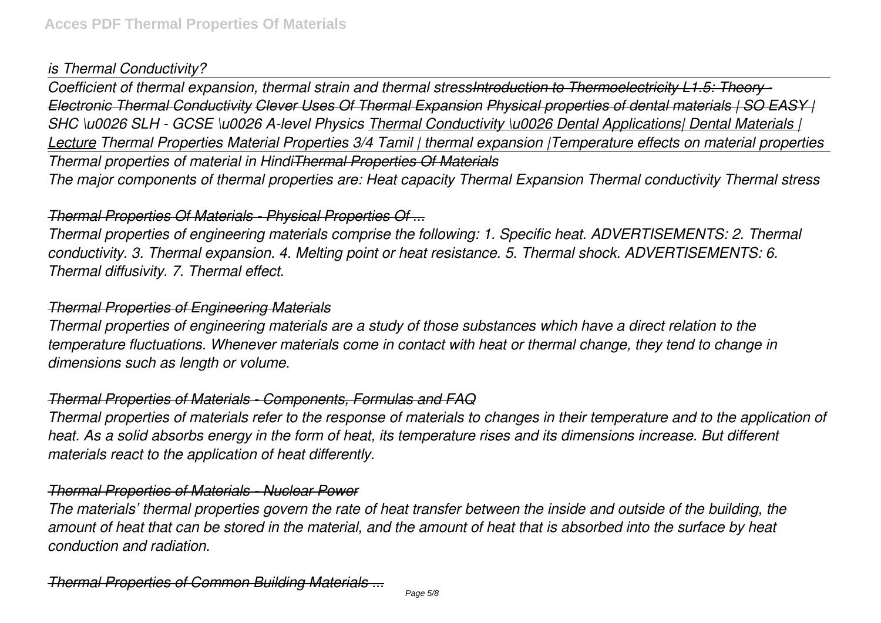*is Thermal Conductivity?*

*Coefficient of thermal expansion, thermal strain and thermal stress~~Introduction to Thermoelectricity L1.5: Theory - Electronic Thermal Conductivity~~ ~~Clever Uses Of Thermal Expansion~~ ~~Physical properties of dental materials | SO EASY |~~ SHC \u0026 SLH - GCSE \u0026 A-level Physics Thermal Conductivity \u0026 Dental Applications| Dental Materials | Lecture Thermal Properties Material Properties 3/4 Tamil | thermal expansion |Temperature effects on material properties*

*Thermal properties of material in Hindi~~Thermal Properties Of Materials~~*

*The major components of thermal properties are: Heat capacity Thermal Expansion Thermal conductivity Thermal stress*

*~~Thermal Properties Of Materials - Physical Properties Of ...~~*

*Thermal properties of engineering materials comprise the following: 1. Specific heat. ADVERTISEMENTS: 2. Thermal conductivity. 3. Thermal expansion. 4. Melting point or heat resistance. 5. Thermal shock. ADVERTISEMENTS: 6. Thermal diffusivity. 7. Thermal effect.*

*~~Thermal Properties of Engineering Materials~~*

*Thermal properties of engineering materials are a study of those substances which have a direct relation to the temperature fluctuations. Whenever materials come in contact with heat or thermal change, they tend to change in dimensions such as length or volume.*

*~~Thermal Properties of Materials - Components, Formulas and FAQ~~*

*Thermal properties of materials refer to the response of materials to changes in their temperature and to the application of heat. As a solid absorbs energy in the form of heat, its temperature rises and its dimensions increase. But different materials react to the application of heat differently.*

*~~Thermal Properties of Materials - Nuclear Power~~*

*The materials' thermal properties govern the rate of heat transfer between the inside and outside of the building, the amount of heat that can be stored in the material, and the amount of heat that is absorbed into the surface by heat conduction and radiation.*

*~~Thermal Properties of Common Building Materials ...~~*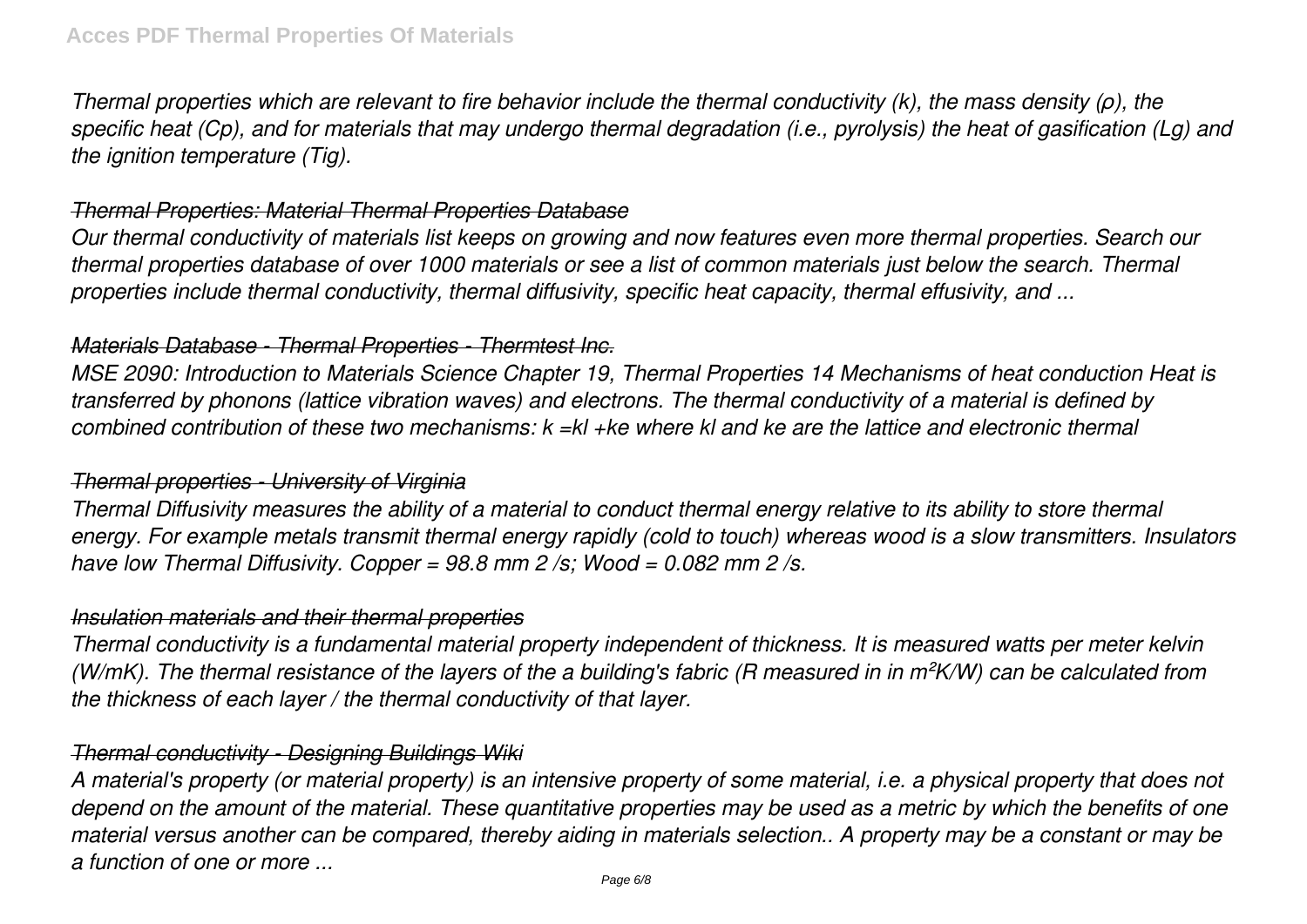*Thermal properties which are relevant to fire behavior include the thermal conductivity (k), the mass density (ρ), the specific heat (Cp), and for materials that may undergo thermal degradation (i.e., pyrolysis) the heat of gasification (Lg) and the ignition temperature (Tig).*

### ~~*Thermal Properties: Material Thermal Properties Database*~~

*Our thermal conductivity of materials list keeps on growing and now features even more thermal properties. Search our thermal properties database of over 1000 materials or see a list of common materials just below the search. Thermal properties include thermal conductivity, thermal diffusivity, specific heat capacity, thermal effusivity, and ...*

### ~~*Materials Database - Thermal Properties - Thermtest Inc.*~~

*MSE 2090: Introduction to Materials Science Chapter 19, Thermal Properties 14 Mechanisms of heat conduction Heat is transferred by phonons (lattice vibration waves) and electrons. The thermal conductivity of a material is defined by combined contribution of these two mechanisms: k =kl +ke where kl and ke are the lattice and electronic thermal*

### ~~*Thermal properties - University of Virginia*~~

*Thermal Diffusivity measures the ability of a material to conduct thermal energy relative to its ability to store thermal energy. For example metals transmit thermal energy rapidly (cold to touch) whereas wood is a slow transmitters. Insulators have low Thermal Diffusivity. Copper = 98.8 mm 2 /s; Wood = 0.082 mm 2 /s.*

### ~~*Insulation materials and their thermal properties*~~

*Thermal conductivity is a fundamental material property independent of thickness. It is measured watts per meter kelvin (W/mK). The thermal resistance of the layers of the a building's fabric (R measured in in $m^2K/W$) can be calculated from the thickness of each layer / the thermal conductivity of that layer.*

### ~~*Thermal conductivity - Designing Buildings Wiki*~~

*A material's property (or material property) is an intensive property of some material, i.e. a physical property that does not depend on the amount of the material. These quantitative properties may be used as a metric by which the benefits of one material versus another can be compared, thereby aiding in materials selection.. A property may be a constant or may be a function of one or more ...*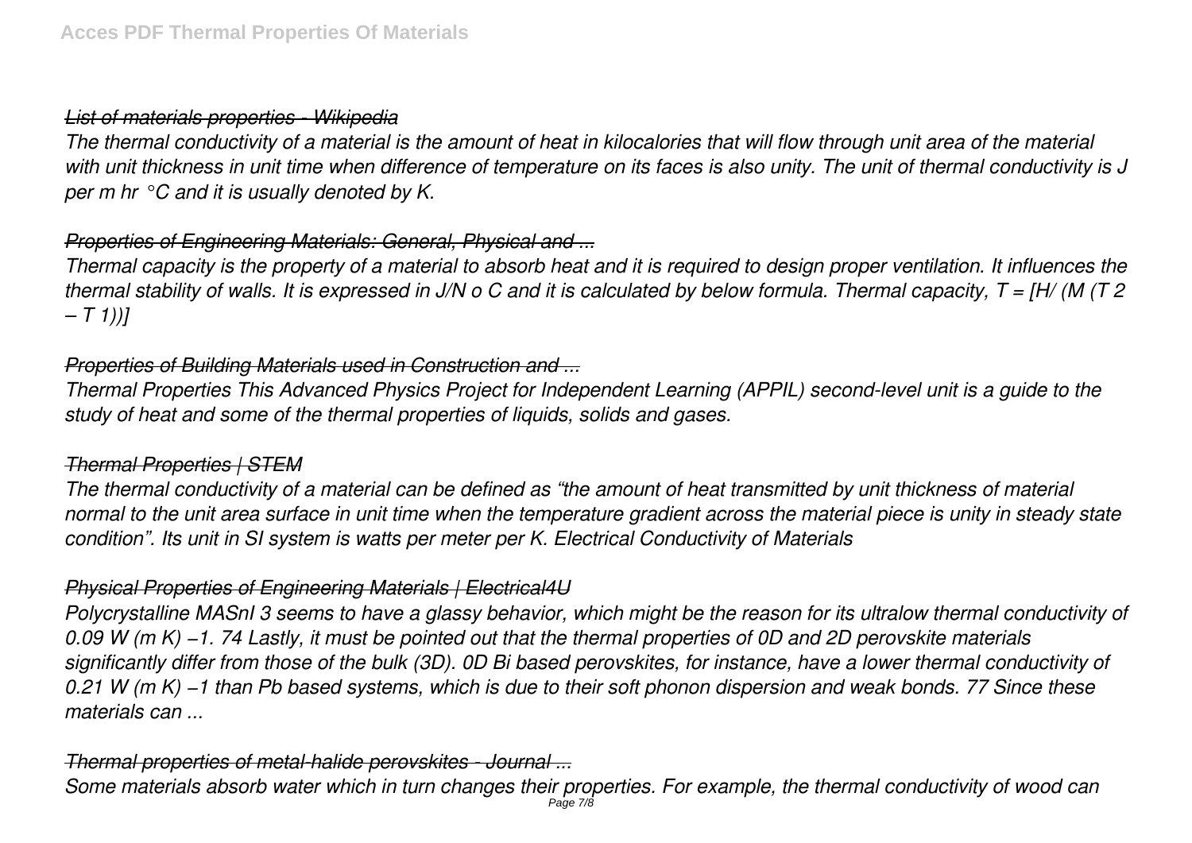*List of materials properties - Wikipedia*

*The thermal conductivity of a material is the amount of heat in kilocalories that will flow through unit area of the material with unit thickness in unit time when difference of temperature on its faces is also unity. The unit of thermal conductivity is J per m hr °C and it is usually denoted by K.*

*Properties of Engineering Materials: General, Physical and ...*

*Thermal capacity is the property of a material to absorb heat and it is required to design proper ventilation. It influences the thermal stability of walls. It is expressed in J/N o C and it is calculated by below formula. Thermal capacity, $T = [H/(M(T_2 - T_1))]$*

*Properties of Building Materials used in Construction and ...*

*Thermal Properties This Advanced Physics Project for Independent Learning (APPIL) second-level unit is a guide to the study of heat and some of the thermal properties of liquids, solids and gases.*

*Thermal Properties | STEM*

*The thermal conductivity of a material can be defined as "the amount of heat transmitted by unit thickness of material normal to the unit area surface in unit time when the temperature gradient across the material piece is unity in steady state condition". Its unit in SI system is watts per meter per K. Electrical Conductivity of Materials*

*Physical Properties of Engineering Materials | Electrical4U*

*Polycrystalline $MASnI_3$ seems to have a glassy behavior, which might be the reason for its ultralow thermal conductivity of 0.09 W $(m\ K)^{-1}$. 74 Lastly, it must be pointed out that the thermal properties of 0D and 2D perovskite materials significantly differ from those of the bulk (3D). 0D Bi based perovskites, for instance, have a lower thermal conductivity of 0.21 W $(m\ K)^{-1}$ than Pb based systems, which is due to their soft phonon dispersion and weak bonds. 77 Since these materials can ...*

*Thermal properties of metal-halide perovskites - Journal ...*

*Some materials absorb water which in turn changes their properties. For example, the thermal conductivity of wood can*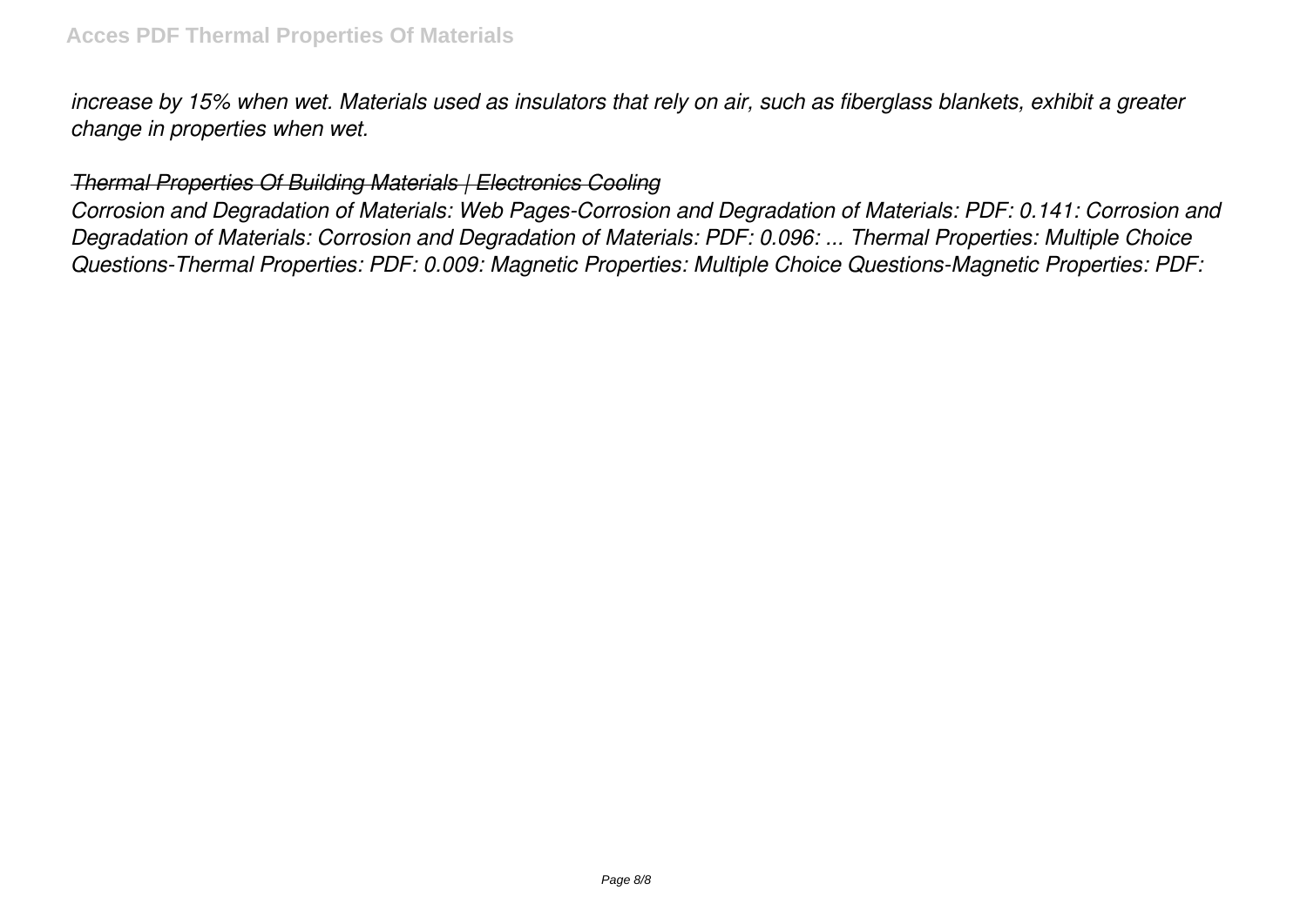*increase by 15% when wet. Materials used as insulators that rely on air, such as fiberglass blankets, exhibit a greater change in properties when wet.*

*Thermal Properties Of Building Materials | Electronics Cooling*

*Corrosion and Degradation of Materials: Web Pages-Corrosion and Degradation of Materials: PDF: 0.141: Corrosion and Degradation of Materials: Corrosion and Degradation of Materials: PDF: 0.096: ... Thermal Properties: Multiple Choice Questions-Thermal Properties: PDF: 0.009: Magnetic Properties: Multiple Choice Questions-Magnetic Properties: PDF:*